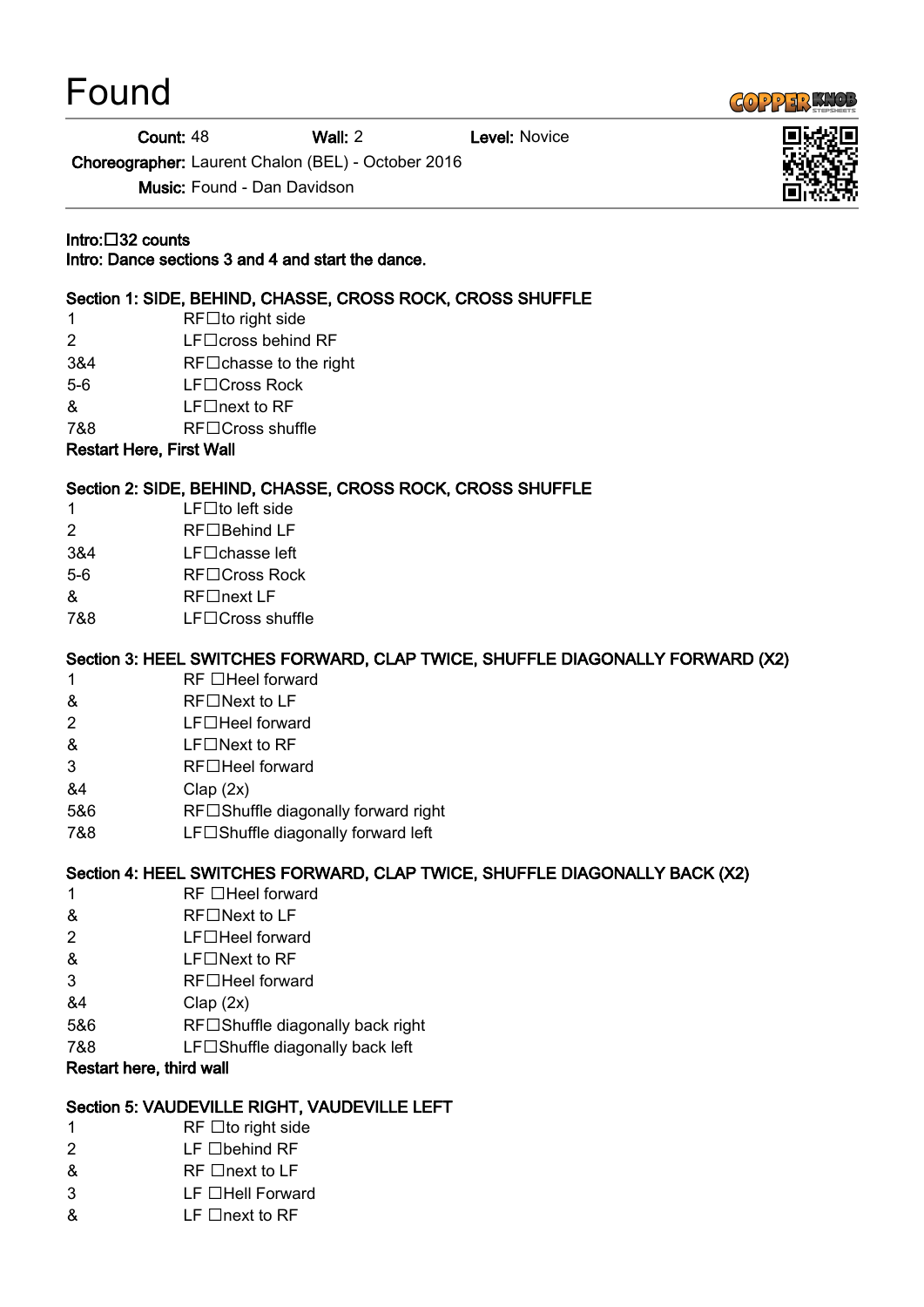# Found

**Count:** 48 **Wall:** 2 **Level:** Novice

**Choreographer:** Laurent Chalon (BEL) - October 2016

**Music:** Found - Dan Davidson

**Intro:□32 counts**
**Intro: Dance sections 3 and 4 and start the dance.**

**Section 1: SIDE, BEHIND, CHASSE, CROSS ROCK, CROSS SHUFFLE**

| | |
|---|---|
| 1 | RF□to right side |
| 2 | LF□cross behind RF |
| 3&4 | RF□chasse to the right |
| 5-6 | LF□Cross Rock |
| & | LF□next to RF |
| 7&8 | RF□Cross shuffle |

**Restart Here, First Wall**

**Section 2: SIDE, BEHIND, CHASSE, CROSS ROCK, CROSS SHUFFLE**

| | |
|---|---|
| 1 | LF□to left side |
| 2 | RF□Behind LF |
| 3&4 | LF□chasse left |
| 5-6 | RF□Cross Rock |
| & | RF□next LF |
| 7&8 | LF□Cross shuffle |

**Section 3: HEEL SWITCHES FORWARD, CLAP TWICE, SHUFFLE DIAGONALLY FORWARD (X2)**

| | |
|---|---|
| 1 | RF □Heel forward |
| & | RF□Next to LF |
| 2 | LF□Heel forward |
| & | LF□Next to RF |
| 3 | RF□Heel forward |
| &4 | Clap (2x) |
| 5&6 | RF□Shuffle diagonally forward right |
| 7&8 | LF□Shuffle diagonally forward left |

**Section 4: HEEL SWITCHES FORWARD, CLAP TWICE, SHUFFLE DIAGONALLY BACK (X2)**

| | |
|---|---|
| 1 | RF □Heel forward |
| & | RF□Next to LF |
| 2 | LF□Heel forward |
| & | LF□Next to RF |
| 3 | RF□Heel forward |
| &4 | Clap (2x) |
| 5&6 | RF□Shuffle diagonally back right |
| 7&8 | LF□Shuffle diagonally back left |

**Restart here, third wall**

**Section 5: VAUDEVILLE RIGHT, VAUDEVILLE LEFT**

| | |
|---|---|
| 1 | RF □to right side |
| 2 | LF □behind RF |
| & | RF □next to LF |
| 3 | LF □Hell Forward |
| & | LF □next to RF |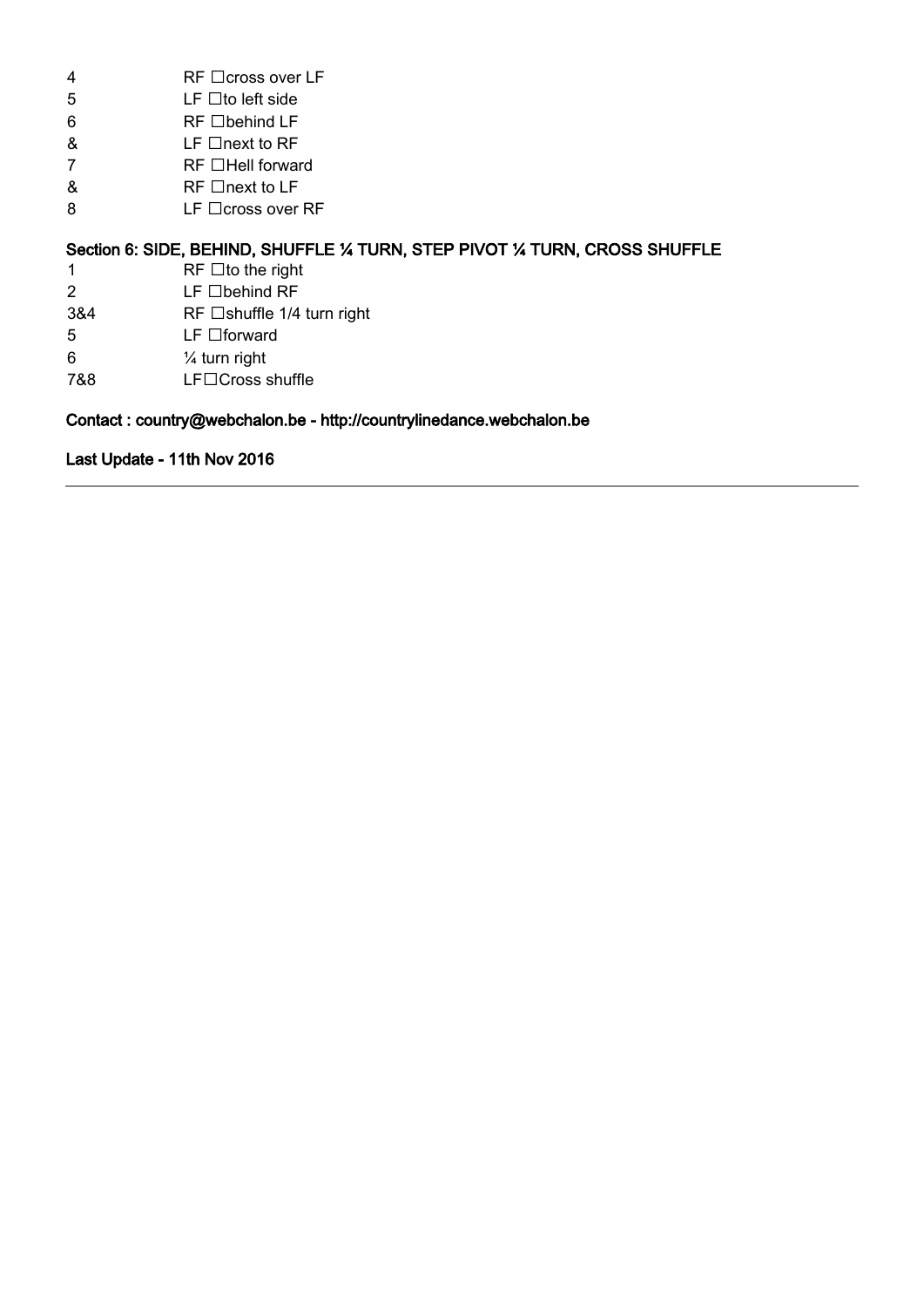| | |
|---|---|
| 4 | RF □cross over LF |
| 5 | LF □to left side |
| 6 | RF □behind LF |
| & | LF □next to RF |
| 7 | RF □Hell forward |
| & | RF □next to LF |
| 8 | LF □cross over RF |

**Section 6: SIDE, BEHIND, SHUFFLE ¼ TURN, STEP PIVOT ¼ TURN, CROSS SHUFFLE**

| | |
|---|---|
| 1 | RF □to the right |
| 2 | LF □behind RF |
| 3&4 | RF □shuffle 1/4 turn right |
| 5 | LF □forward |
| 6 | ¼ turn right |
| 7&8 | LF□Cross shuffle |

**Contact : country@webchalon.be - http://countrylinedance.webchalon.be**

**Last Update - 11th Nov 2016**